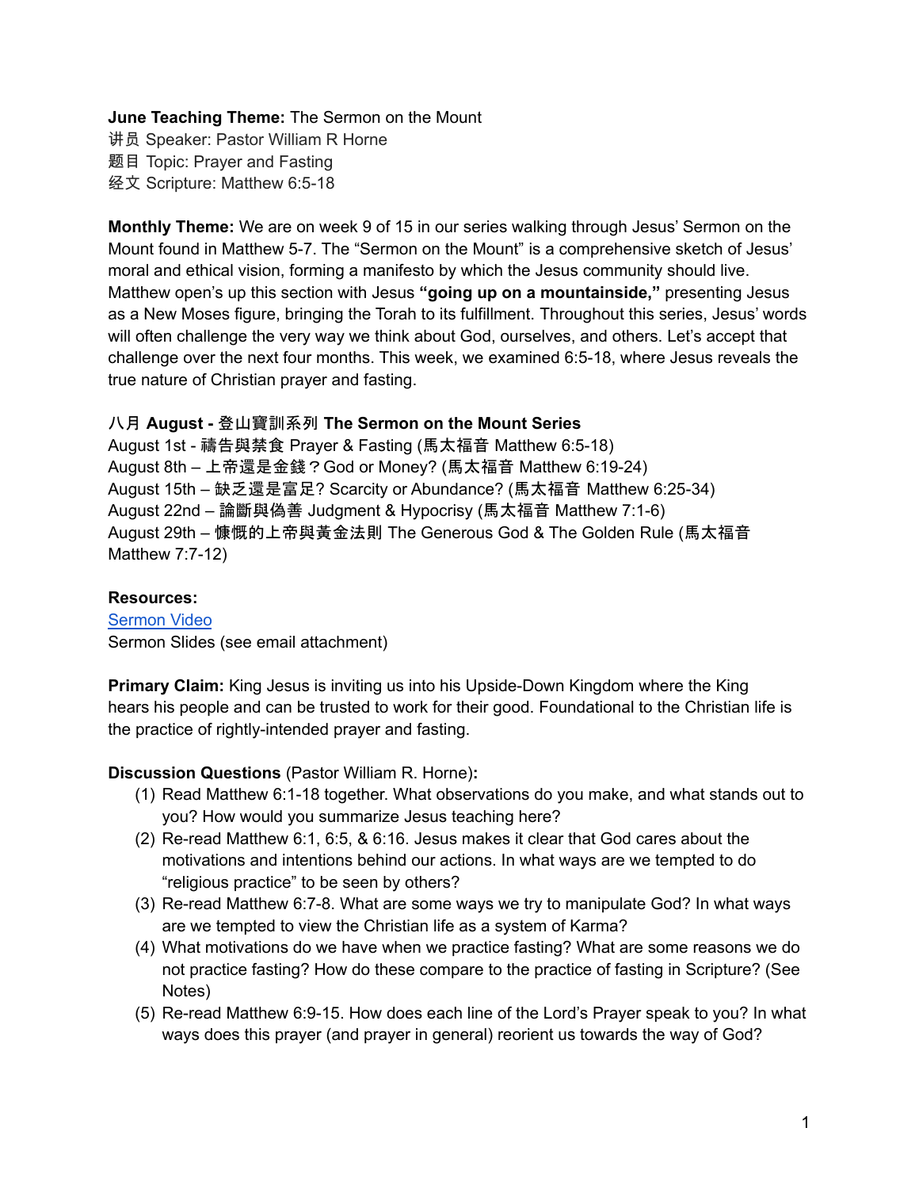**June Teaching Theme:** The Sermon on the Mount
讲员 Speaker: Pastor William R Horne
题目 Topic: Prayer and Fasting
经文 Scripture: Matthew 6:5-18

**Monthly Theme:** We are on week 9 of 15 in our series walking through Jesus' Sermon on the Mount found in Matthew 5-7. The "Sermon on the Mount" is a comprehensive sketch of Jesus' moral and ethical vision, forming a manifesto by which the Jesus community should live. Matthew open's up this section with Jesus **"going up on a mountainside,"** presenting Jesus as a New Moses figure, bringing the Torah to its fulfillment. Throughout this series, Jesus' words will often challenge the very way we think about God, ourselves, and others. Let's accept that challenge over the next four months. This week, we examined 6:5-18, where Jesus reveals the true nature of Christian prayer and fasting.

**八月 August - 登山寶訓系列 The Sermon on the Mount Series**
August 1st - 禱告與禁食 Prayer & Fasting (馬太福音 Matthew 6:5-18)
August 8th – 上帝還是金錢？God or Money? (馬太福音 Matthew 6:19-24)
August 15th – 缺乏還是富足? Scarcity or Abundance? (馬太福音 Matthew 6:25-34)
August 22nd – 論斷與偽善 Judgment & Hypocrisy (馬太福音 Matthew 7:1-6)
August 29th – 慷慨的上帝與黃金法則 The Generous God & The Golden Rule (馬太福音 Matthew 7:7-12)

**Resources:**
[Sermon Video]
Sermon Slides (see email attachment)

**Primary Claim:** King Jesus is inviting us into his Upside-Down Kingdom where the King hears his people and can be trusted to work for their good. Foundational to the Christian life is the practice of rightly-intended prayer and fasting.

**Discussion Questions** (Pastor William R. Horne)**:**

(1) Read Matthew 6:1-18 together. What observations do you make, and what stands out to you? How would you summarize Jesus teaching here?

(2) Re-read Matthew 6:1, 6:5, & 6:16. Jesus makes it clear that God cares about the motivations and intentions behind our actions. In what ways are we tempted to do "religious practice" to be seen by others?

(3) Re-read Matthew 6:7-8. What are some ways we try to manipulate God? In what ways are we tempted to view the Christian life as a system of Karma?

(4) What motivations do we have when we practice fasting? What are some reasons we do not practice fasting? How do these compare to the practice of fasting in Scripture? (See Notes)

(5) Re-read Matthew 6:9-15. How does each line of the Lord's Prayer speak to you? In what ways does this prayer (and prayer in general) reorient us towards the way of God?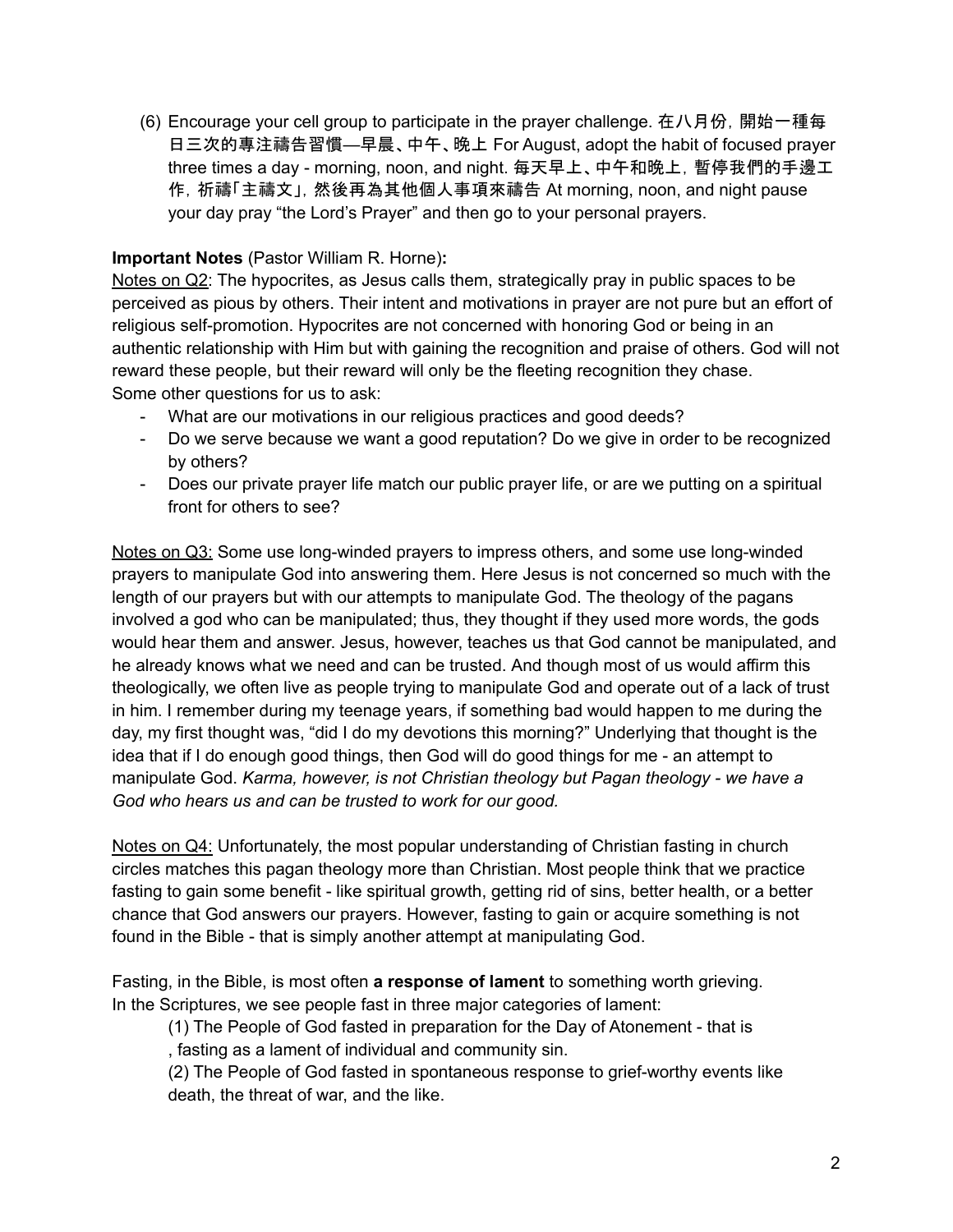(6) Encourage your cell group to participate in the prayer challenge. 在八月份，開始一種每日三次的專注禱告習慣—早晨、中午、晚上 For August, adopt the habit of focused prayer three times a day - morning, noon, and night. 每天早上、中午和晚上，暫停我們的手邊工作，祈禱「主禱文」，然後再為其他個人事項來禱告 At morning, noon, and night pause your day pray "the Lord's Prayer" and then go to your personal prayers.

**Important Notes** (Pastor William R. Horne)**:**

Notes on Q2: The hypocrites, as Jesus calls them, strategically pray in public spaces to be perceived as pious by others. Their intent and motivations in prayer are not pure but an effort of religious self-promotion. Hypocrites are not concerned with honoring God or being in an authentic relationship with Him but with gaining the recognition and praise of others. God will not reward these people, but their reward will only be the fleeting recognition they chase.
Some other questions for us to ask:

- What are our motivations in our religious practices and good deeds?
- Do we serve because we want a good reputation? Do we give in order to be recognized by others?
- Does our private prayer life match our public prayer life, or are we putting on a spiritual front for others to see?

Notes on Q3: Some use long-winded prayers to impress others, and some use long-winded prayers to manipulate God into answering them. Here Jesus is not concerned so much with the length of our prayers but with our attempts to manipulate God. The theology of the pagans involved a god who can be manipulated; thus, they thought if they used more words, the gods would hear them and answer. Jesus, however, teaches us that God cannot be manipulated, and he already knows what we need and can be trusted. And though most of us would affirm this theologically, we often live as people trying to manipulate God and operate out of a lack of trust in him. I remember during my teenage years, if something bad would happen to me during the day, my first thought was, "did I do my devotions this morning?" Underlying that thought is the idea that if I do enough good things, then God will do good things for me - an attempt to manipulate God. *Karma, however, is not Christian theology but Pagan theology - we have a God who hears us and can be trusted to work for our good.*

Notes on Q4: Unfortunately, the most popular understanding of Christian fasting in church circles matches this pagan theology more than Christian. Most people think that we practice fasting to gain some benefit - like spiritual growth, getting rid of sins, better health, or a better chance that God answers our prayers. However, fasting to gain or acquire something is not found in the Bible - that is simply another attempt at manipulating God.

Fasting, in the Bible, is most often **a response of lament** to something worth grieving.
In the Scriptures, we see people fast in three major categories of lament:

(1) The People of God fasted in preparation for the Day of Atonement - that is
, fasting as a lament of individual and community sin.

(2) The People of God fasted in spontaneous response to grief-worthy events like death, the threat of war, and the like.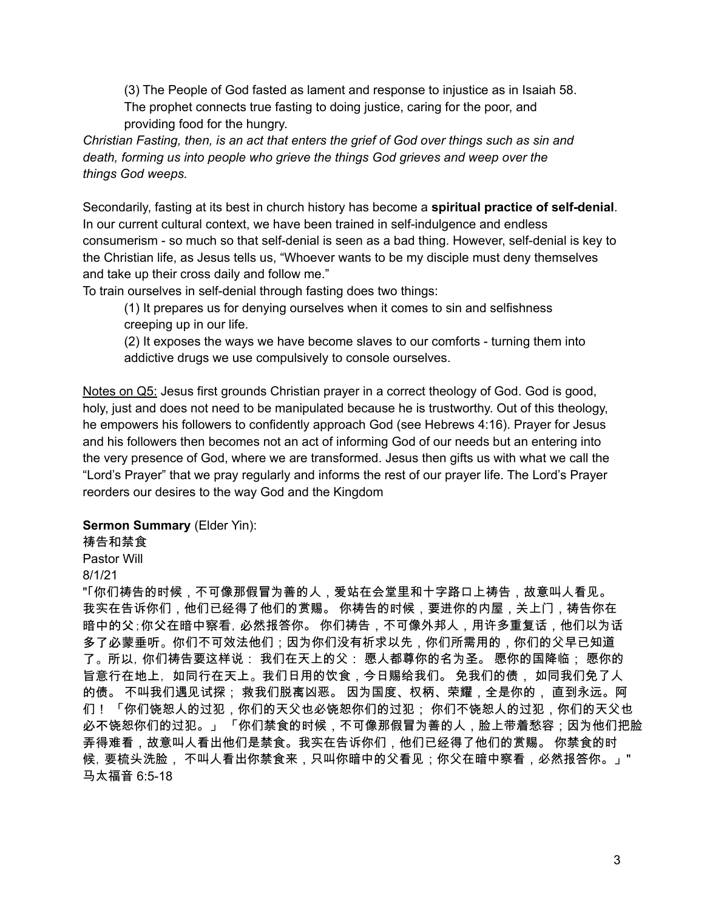(3) The People of God fasted as lament and response to injustice as in Isaiah 58. The prophet connects true fasting to doing justice, caring for the poor, and providing food for the hungry.

*Christian Fasting, then, is an act that enters the grief of God over things such as sin and death, forming us into people who grieve the things God grieves and weep over the things God weeps.*

Secondarily, fasting at its best in church history has become a **spiritual practice of self-denial**. In our current cultural context, we have been trained in self-indulgence and endless consumerism - so much so that self-denial is seen as a bad thing. However, self-denial is key to the Christian life, as Jesus tells us, "Whoever wants to be my disciple must deny themselves and take up their cross daily and follow me."

To train ourselves in self-denial through fasting does two things:

(1) It prepares us for denying ourselves when it comes to sin and selfishness creeping up in our life.

(2) It exposes the ways we have become slaves to our comforts - turning them into addictive drugs we use compulsively to console ourselves.

<u>Notes on Q5:</u> Jesus first grounds Christian prayer in a correct theology of God. God is good, holy, just and does not need to be manipulated because he is trustworthy. Out of this theology, he empowers his followers to confidently approach God (see Hebrews 4:16). Prayer for Jesus and his followers then becomes not an act of informing God of our needs but an entering into the very presence of God, where we are transformed. Jesus then gifts us with what we call the "Lord's Prayer" that we pray regularly and informs the rest of our prayer life. The Lord's Prayer reorders our desires to the way God and the Kingdom

**Sermon Summary** (Elder Yin):

祷告和禁食

Pastor Will

8/1/21

"「你们祷告的时候，不可像那假冒为善的人，爱站在会堂里和十字路口上祷告，故意叫人看见。我实在告诉你们，他们已经得了他们的赏赐。 你祷告的时候，要进你的内屋，关上门，祷告你在暗中的父;你父在暗中察看，必然报答你。 你们祷告，不可像外邦人，用许多重复话，他们以为话多了必蒙垂听。你们不可效法他们；因为你们没有祈求以先，你们所需用的，你们的父早已知道了。所以，你们祷告要这样说： 我们在天上的父： 愿人都尊你的名为圣。 愿你的国降临； 愿你的旨意行在地上，如同行在天上。我们日用的饮食，今日赐给我们。 免我们的债， 如同我们免了人的债。 不叫我们遇见试探； 救我们脱离凶恶。 因为国度、权柄、荣耀，全是你的， 直到永远。阿们！ 「你们饶恕人的过犯，你们的天父也必饶恕你们的过犯； 你们不饶恕人的过犯，你们的天父也必不饶恕你们的过犯。」 「你们禁食的时候，不可像那假冒为善的人，脸上带着愁容；因为他们把脸弄得难看，故意叫人看出他们是禁食。我实在告诉你们，他们已经得了他们的赏赐。 你禁食的时候，要梳头洗脸， 不叫人看出你禁食来，只叫你暗中的父看见；你父在暗中察看，必然报答你。」"

马太福音 6:5-18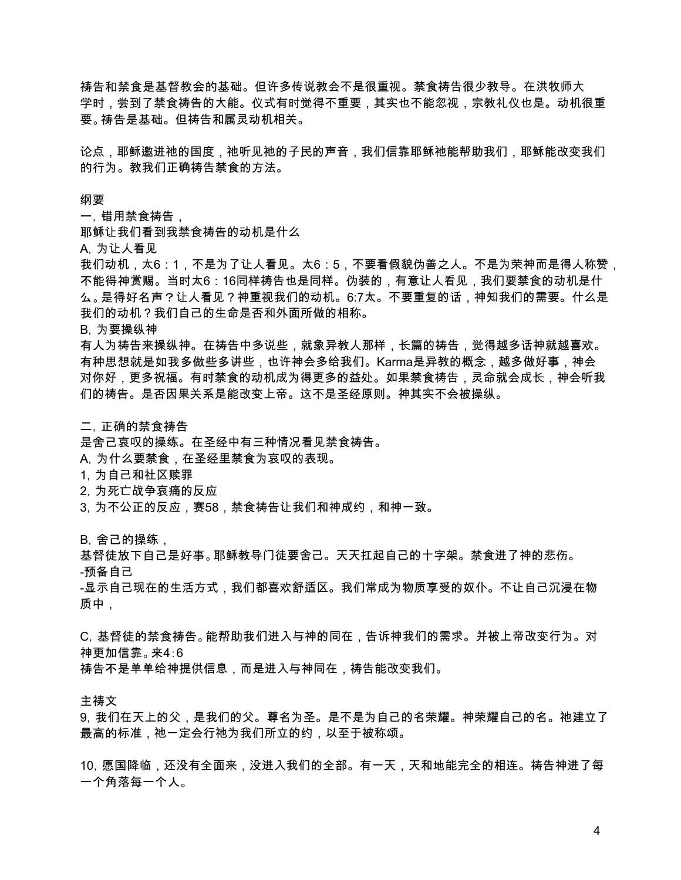祷告和禁食是基督教会的基础。但许多传说教会不是很重视。禁食祷告很少教导。在洪牧师大学时，尝到了禁食祷告的大能。仪式有时觉得不重要，其实也不能忽视，宗教礼仪也是。动机很重要。祷告是基础。但祷告和属灵动机相关。

论点，耶稣邀进祂的国度，祂听见祂的子民的声音，我们信靠耶稣祂能帮助我们，耶稣能改变我们的行为。教我们正确祷告禁食的方法。

纲要

一，错用禁食祷告，

耶稣让我们看到我禁食祷告的动机是什么

A，为让人看见

我们动机，太6：1，不是为了让人看见。太6：5，不要看假貌伪善之人。不是为荣神而是得人称赞，不能得神赏赐。当时太6：16同样祷告也是同样。伪装的，有意让人看见，我们要禁食的动机是什么。是得好名声？让人看见？神重视我们的动机。6:7太。不要重复的话，神知我们的需要。什么是我们的动机？我们自己的生命是否和外面所做的相称。

B，为要操纵神

有人为祷告来操纵神。在祷告中多说些，就象异教人那样，长篇的祷告，觉得越多话神就越喜欢。有种思想就是如我多做些多讲些，也许神会多给我们。Karma是异教的概念，越多做好事，神会对你好，更多祝福。有时禁食的动机成为得更多的益处。如果禁食祷告，灵命就会成长，神会听我们的祷告。是否因果关系是能改变上帝。这不是圣经原则。神其实不会被操纵。

二，正确的禁食祷告

是舍己哀叹的操练。在圣经中有三种情况看见禁食祷告。

A，为什么要禁食，在圣经里禁食为哀叹的表现。

1，为自己和社区赎罪

2，为死亡战争哀痛的反应

3，为不公正的反应，赛58，禁食祷告让我们和神成约，和神一致。

B，舍己的操练，

基督徒放下自己是好事。耶稣教导门徒要舍己。天天扛起自己的十字架。禁食进了神的悲伤。

-预备自己

-显示自己现在的生活方式，我们都喜欢舒适区。我们常成为物质享受的奴仆。不让自己沉浸在物质中，

C，基督徒的禁食祷告。能帮助我们进入与神的同在，告诉神我们的需求。并被上帝改变行为。对神更加信靠。来4：6

祷告不是单单给神提供信息，而是进入与神同在，祷告能改变我们。

主祷文

9，我们在天上的父，是我们的父。尊名为圣。是不是为自己的名荣耀。神荣耀自己的名。祂建立了最高的标准，祂一定会行祂为我们所立的约，以至于被称颂。

10，愿国降临，还没有全面来，没进入我们的全部。有一天，天和地能完全的相连。祷告神进了每一个角落每一个人。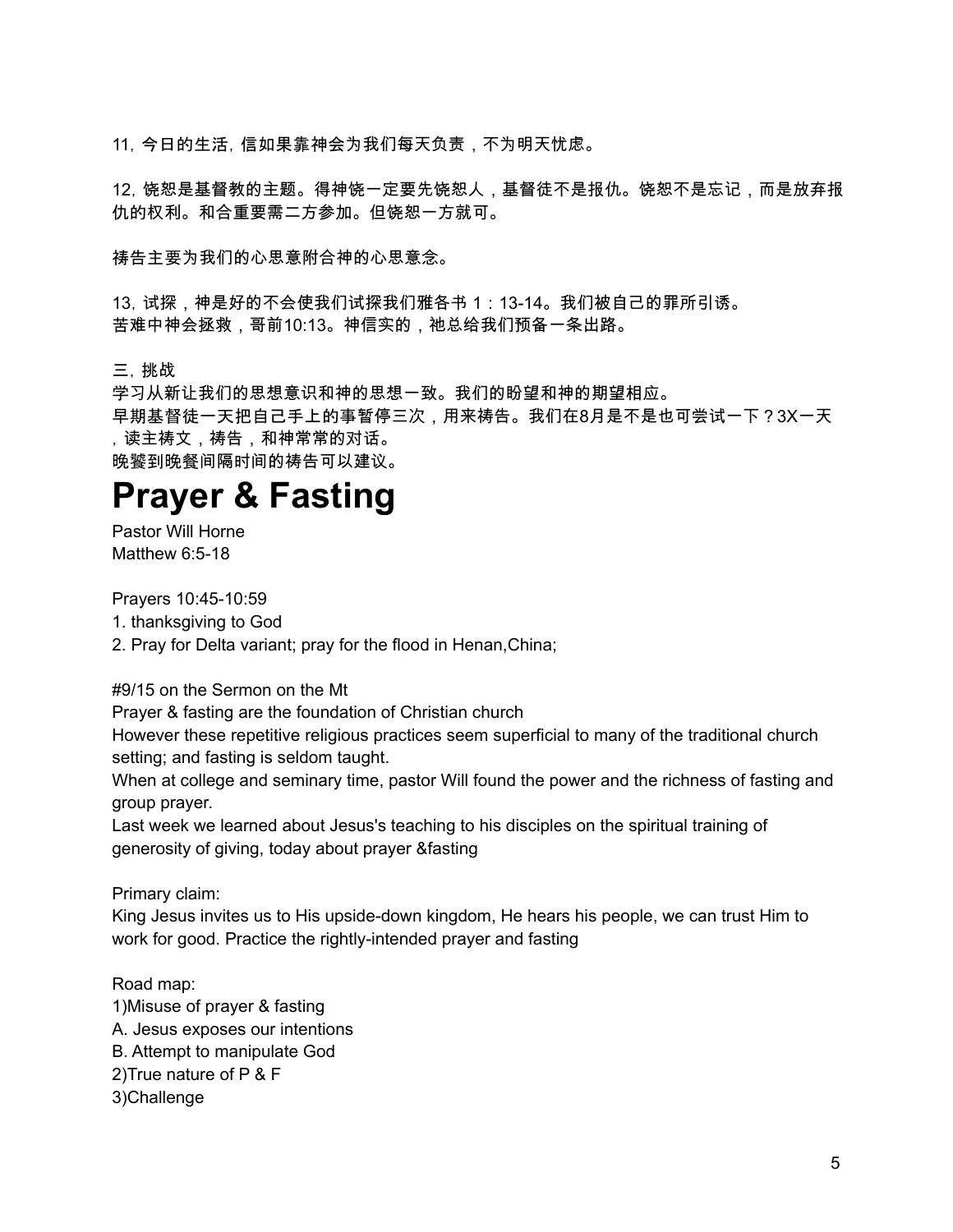11, 今日的生活, 信如果靠神会为我们每天负责，不为明天忧虑。

12, 饶恕是基督教的主题。得神饶一定要先饶恕人，基督徒不是报仇。饶恕不是忘记，而是放弃报仇的权利。和合重要需二方参加。但饶恕一方就可。

祷告主要为我们的心思意附合神的心思意念。

13, 试探，神是好的不会使我们试探我们雅各书 1：13-14。我们被自己的罪所引诱。
苦难中神会拯救，哥前10:13。神信实的，祂总给我们预备一条出路。

三, 挑战
学习从新让我们的思想意识和神的思想一致。我们的盼望和神的期望相应。
早期基督徒一天把自己手上的事暂停三次，用来祷告。我们在8月是不是也可尝试一下？3X一天，读主祷文，祷告，和神常常的对话。
晚饕到晚餐间隔时间的祷告可以建议。

# Prayer & Fasting

Pastor Will Horne
Matthew 6:5-18

Prayers 10:45-10:59
1. thanksgiving to God
2. Pray for Delta variant; pray for the flood in Henan,China;

#9/15 on the Sermon on the Mt
Prayer & fasting are the foundation of Christian church
However these repetitive religious practices seem superficial to many of the traditional church setting; and fasting is seldom taught.
When at college and seminary time, pastor Will found the power and the richness of fasting and group prayer.
Last week we learned about Jesus's teaching to his disciples on the spiritual training of generosity of giving, today about prayer &fasting

Primary claim:
King Jesus invites us to His upside-down kingdom, He hears his people, we can trust Him to work for good. Practice the rightly-intended prayer and fasting

Road map:
1)Misuse of prayer & fasting
A. Jesus exposes our intentions
B. Attempt to manipulate God
2)True nature of P & F
3)Challenge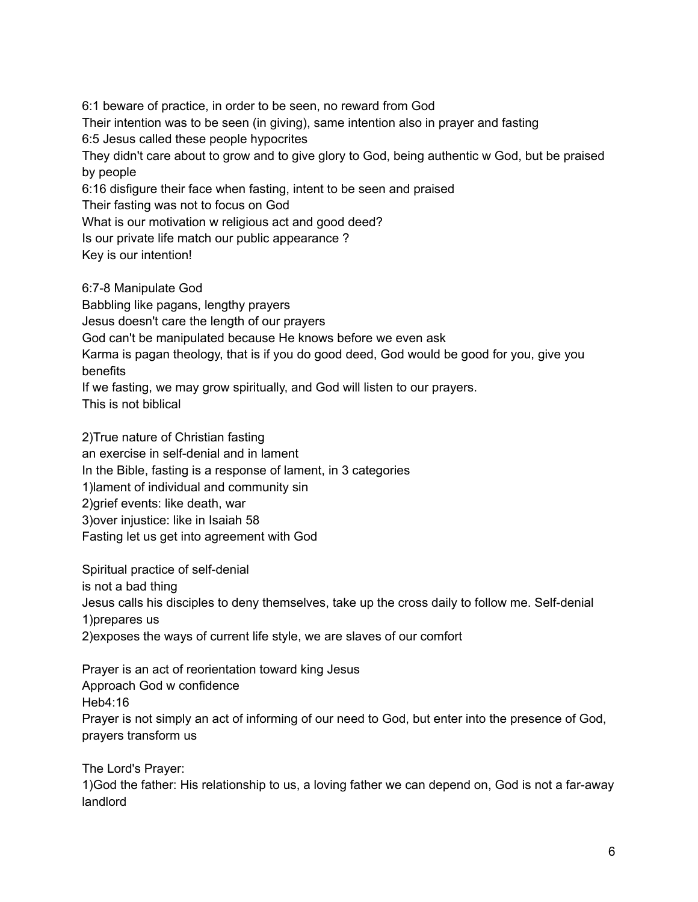6:1 beware of practice, in order to be seen, no reward from God
Their intention was to be seen (in giving), same intention also in prayer and fasting
6:5 Jesus called these people hypocrites
They didn't care about to grow and to give glory to God, being authentic w God, but be praised by people
6:16 disfigure their face when fasting, intent to be seen and praised
Their fasting was not to focus on God
What is our motivation w religious act and good deed?
Is our private life match our public appearance ?
Key is our intention!

6:7-8 Manipulate God
Babbling like pagans, lengthy prayers
Jesus doesn't care the length of our prayers
God can't be manipulated because He knows before we even ask
Karma is pagan theology, that is if you do good deed, God would be good for you, give you benefits
If we fasting, we may grow spiritually, and God will listen to our prayers.
This is not biblical

2)True nature of Christian fasting
an exercise in self-denial and in lament
In the Bible, fasting is a response of lament, in 3 categories
1)lament of individual and community sin
2)grief events: like death, war
3)over injustice: like in Isaiah 58
Fasting let us get into agreement with God

Spiritual practice of self-denial
is not a bad thing
Jesus calls his disciples to deny themselves, take up the cross daily to follow me. Self-denial
1)prepares us
2)exposes the ways of current life style, we are slaves of our comfort

Prayer is an act of reorientation toward king Jesus
Approach God w confidence
Heb4:16
Prayer is not simply an act of informing of our need to God, but enter into the presence of God, prayers transform us

The Lord's Prayer:
1)God the father: His relationship to us, a loving father we can depend on, God is not a far-away landlord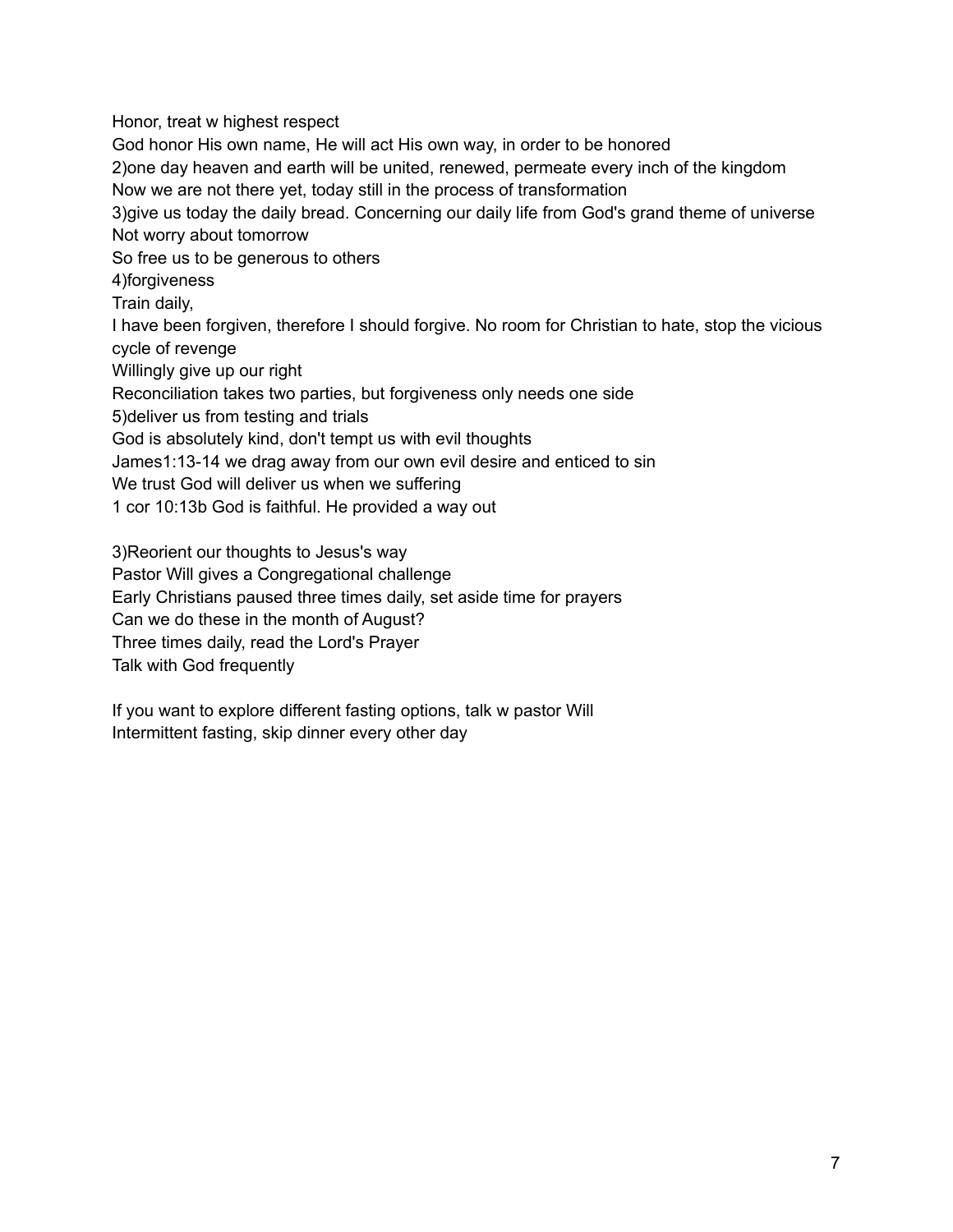Honor, treat w highest respect
God honor His own name, He will act His own way, in order to be honored
2)one day heaven and earth will be united, renewed, permeate every inch of the kingdom
Now we are not there yet, today still in the process of transformation
3)give us today the daily bread. Concerning our daily life from God's grand theme of universe
Not worry about tomorrow
So free us to be generous to others
4)forgiveness
Train daily,
I have been forgiven, therefore I should forgive. No room for Christian to hate, stop the vicious cycle of revenge
Willingly give up our right
Reconciliation takes two parties, but forgiveness only needs one side
5)deliver us from testing and trials
God is absolutely kind, don't tempt us with evil thoughts
James1:13-14 we drag away from our own evil desire and enticed to sin
We trust God will deliver us when we suffering
1 cor 10:13b God is faithful. He provided a way out

3)Reorient our thoughts to Jesus's way
Pastor Will gives a Congregational challenge
Early Christians paused three times daily, set aside time for prayers
Can we do these in the month of August?
Three times daily, read the Lord's Prayer
Talk with God frequently

If you want to explore different fasting options, talk w pastor Will
Intermittent fasting, skip dinner every other day